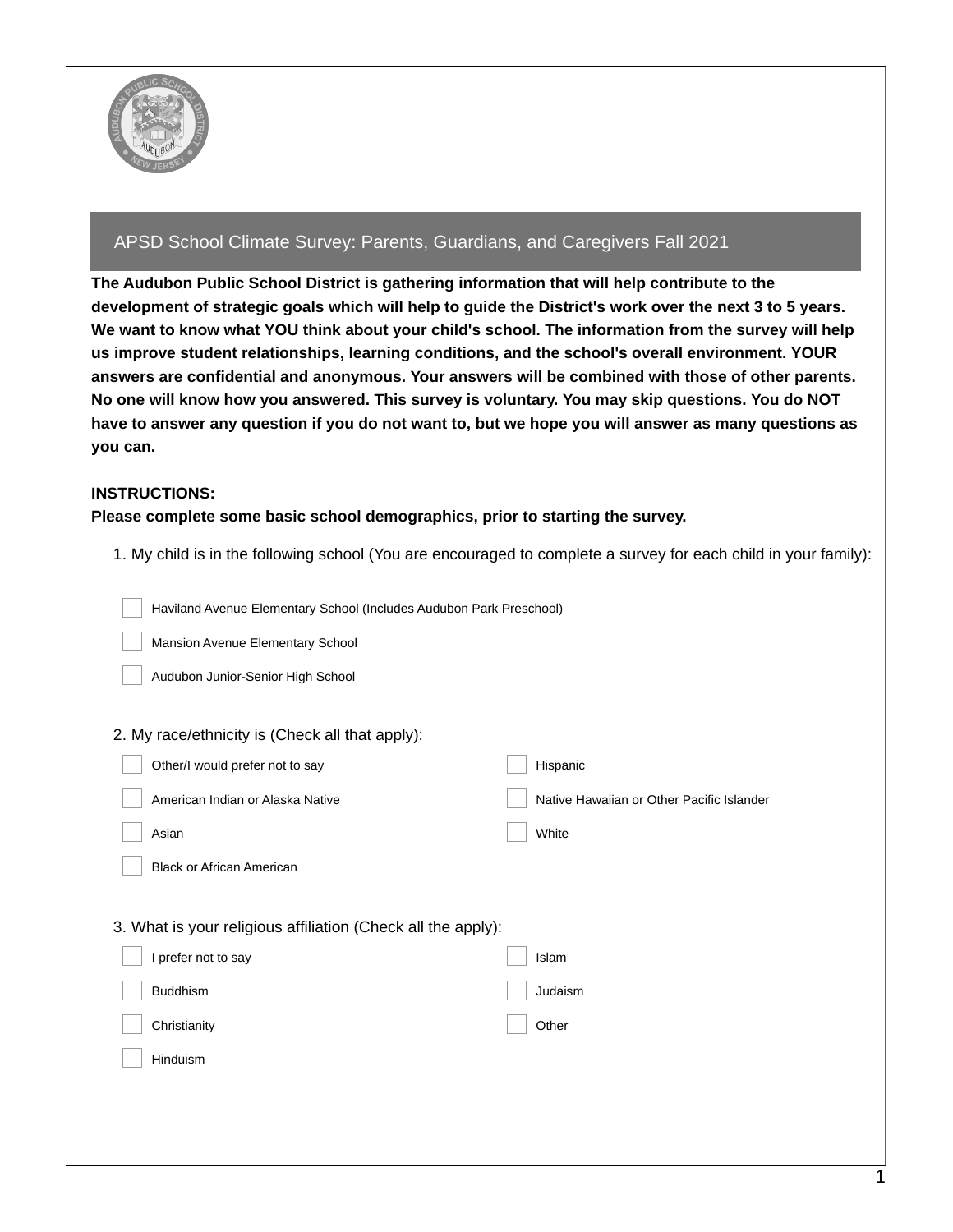## APSD School Climate Survey: Parents, Guardians, and Caregivers Fall 2021

**The Audubon Public School District is gathering information that will help contribute to the development of strategic goals which will help to guide the District's work over the next 3 to 5 years. We want to know what YOU think about your child's school. The information from the survey will help us improve student relationships, learning conditions, and the school's overall environment. YOUR answers are confidential and anonymous. Your answers will be combined with those of other parents. No one will know how you answered. This survey is voluntary. You may skip questions. You do NOT have to answer any question if you do not want to, but we hope you will answer as many questions as you can.**

**INSTRUCTIONS:**
**Please complete some basic school demographics, prior to starting the survey.**

1. My child is in the following school (You are encouraged to complete a survey for each child in your family):

- [ ] Haviland Avenue Elementary School (Includes Audubon Park Preschool)
- [ ] Mansion Avenue Elementary School
- [ ] Audubon Junior-Senior High School

2. My race/ethnicity is (Check all that apply):

- [ ] Other/I would prefer not to say
- [ ] American Indian or Alaska Native
- [ ] Asian
- [ ] Black or African American
- [ ] Hispanic
- [ ] Native Hawaiian or Other Pacific Islander
- [ ] White

3. What is your religious affiliation (Check all the apply):

- [ ] I prefer not to say
- [ ] Buddhism
- [ ] Christianity
- [ ] Hinduism
- [ ] Islam
- [ ] Judaism
- [ ] Other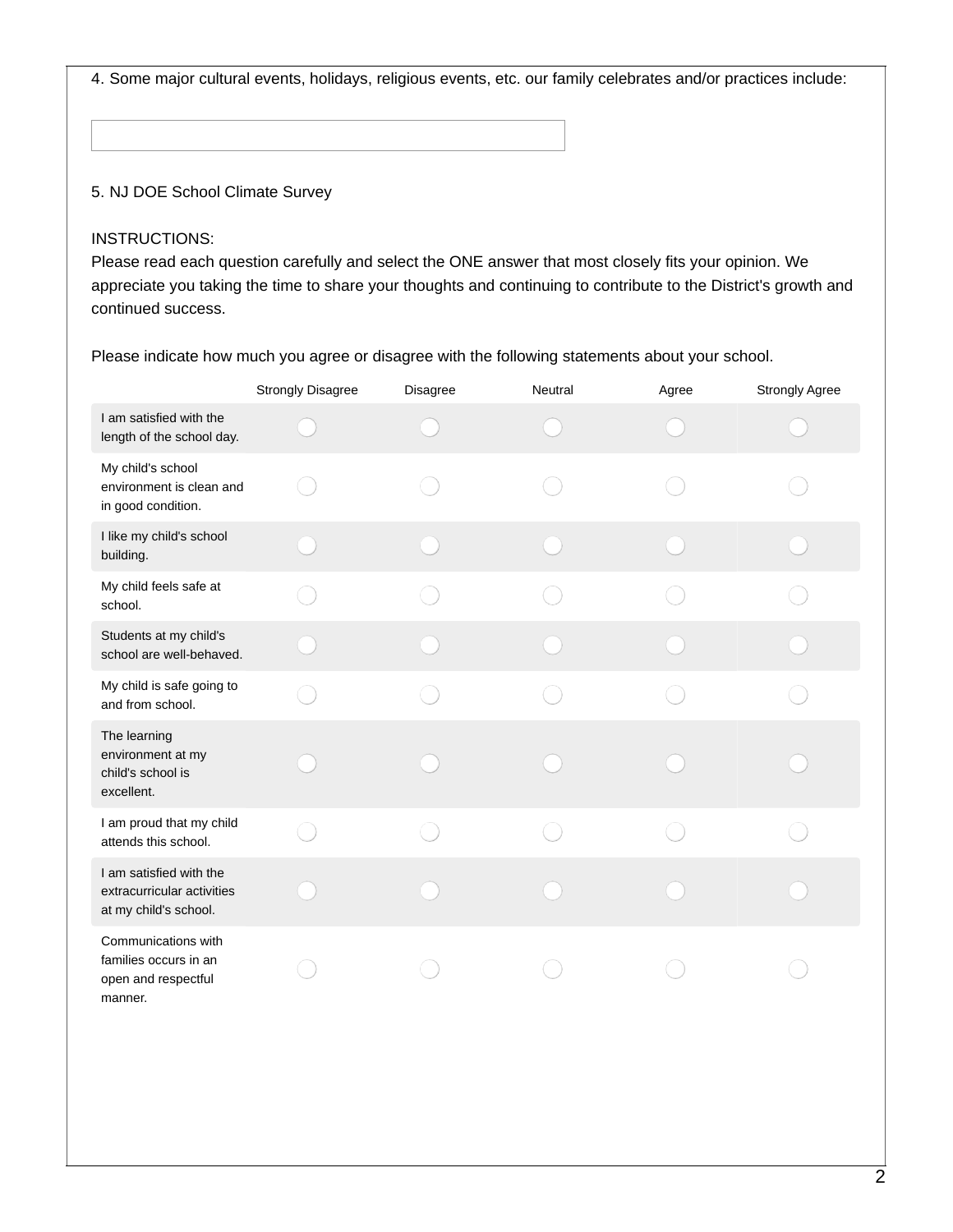4. Some major cultural events, holidays, religious events, etc. our family celebrates and/or practices include:

5. NJ DOE School Climate Survey

INSTRUCTIONS:
Please read each question carefully and select the ONE answer that most closely fits your opinion. We appreciate you taking the time to share your thoughts and continuing to contribute to the District's growth and continued success.

Please indicate how much you agree or disagree with the following statements about your school.

| | Strongly Disagree | Disagree | Neutral | Agree | Strongly Agree |
|---|---|---|---|---|---|
| I am satisfied with the length of the school day. | ◯ | ◯ | ◯ | ◯ | ◯ |
| My child's school environment is clean and in good condition. | ◯ | ◯ | ◯ | ◯ | ◯ |
| I like my child's school building. | ◯ | ◯ | ◯ | ◯ | ◯ |
| My child feels safe at school. | ◯ | ◯ | ◯ | ◯ | ◯ |
| Students at my child's school are well-behaved. | ◯ | ◯ | ◯ | ◯ | ◯ |
| My child is safe going to and from school. | ◯ | ◯ | ◯ | ◯ | ◯ |
| The learning environment at my child's school is excellent. | ◯ | ◯ | ◯ | ◯ | ◯ |
| I am proud that my child attends this school. | ◯ | ◯ | ◯ | ◯ | ◯ |
| I am satisfied with the extracurricular activities at my child's school. | ◯ | ◯ | ◯ | ◯ | ◯ |
| Communications with families occurs in an open and respectful manner. | ◯ | ◯ | ◯ | ◯ | ◯ |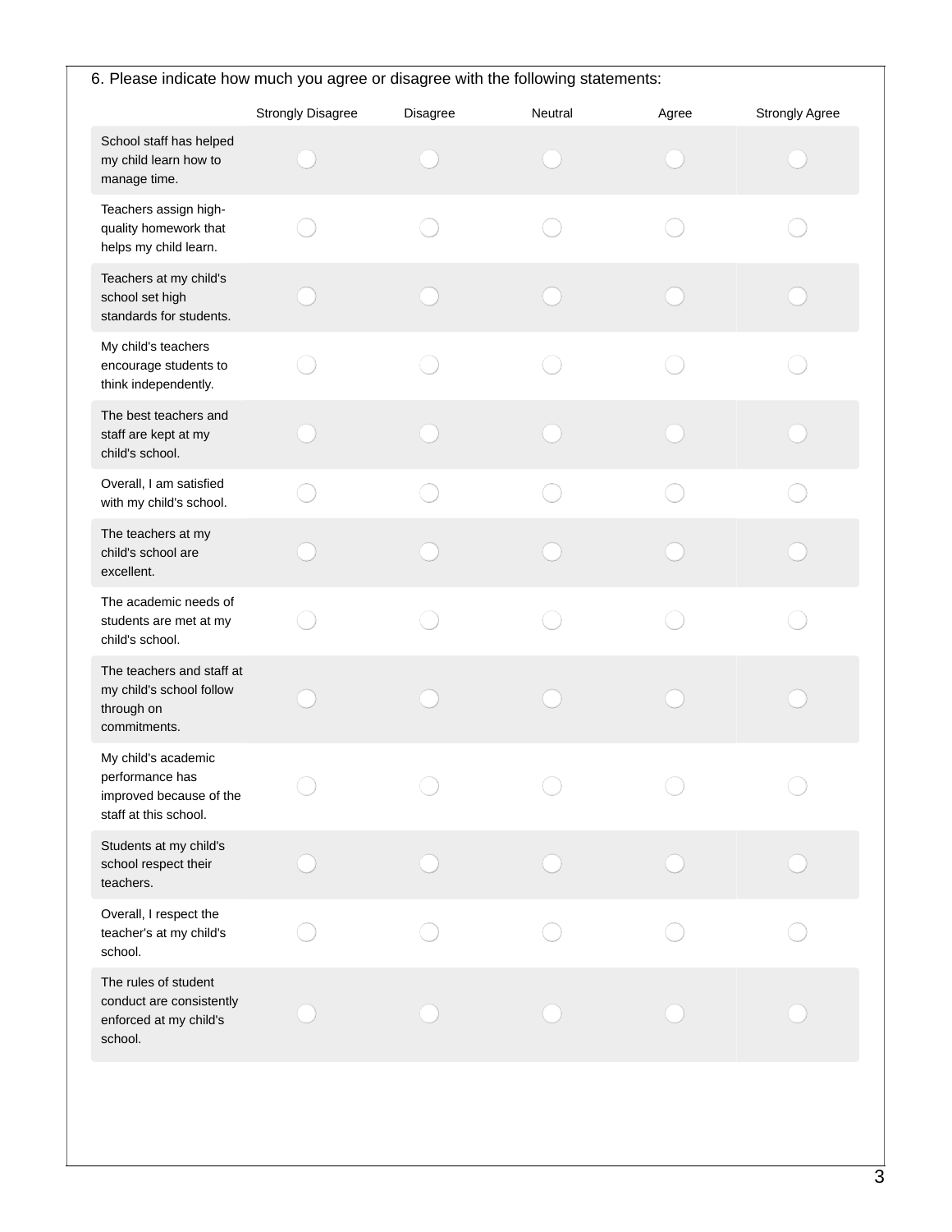6. Please indicate how much you agree or disagree with the following statements:

| | Strongly Disagree | Disagree | Neutral | Agree | Strongly Agree |
|---|---|---|---|---|---|
| School staff has helped my child learn how to manage time. | ◯ | ◯ | ◯ | ◯ | ◯ |
| Teachers assign high-quality homework that helps my child learn. | ◯ | ◯ | ◯ | ◯ | ◯ |
| Teachers at my child's school set high standards for students. | ◯ | ◯ | ◯ | ◯ | ◯ |
| My child's teachers encourage students to think independently. | ◯ | ◯ | ◯ | ◯ | ◯ |
| The best teachers and staff are kept at my child's school. | ◯ | ◯ | ◯ | ◯ | ◯ |
| Overall, I am satisfied with my child's school. | ◯ | ◯ | ◯ | ◯ | ◯ |
| The teachers at my child's school are excellent. | ◯ | ◯ | ◯ | ◯ | ◯ |
| The academic needs of students are met at my child's school. | ◯ | ◯ | ◯ | ◯ | ◯ |
| The teachers and staff at my child's school follow through on commitments. | ◯ | ◯ | ◯ | ◯ | ◯ |
| My child's academic performance has improved because of the staff at this school. | ◯ | ◯ | ◯ | ◯ | ◯ |
| Students at my child's school respect their teachers. | ◯ | ◯ | ◯ | ◯ | ◯ |
| Overall, I respect the teacher's at my child's school. | ◯ | ◯ | ◯ | ◯ | ◯ |
| The rules of student conduct are consistently enforced at my child's school. | ◯ | ◯ | ◯ | ◯ | ◯ |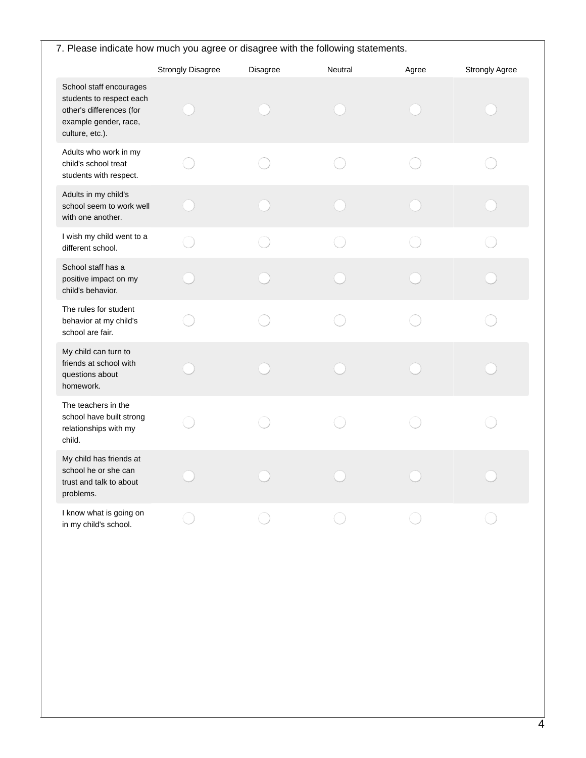7. Please indicate how much you agree or disagree with the following statements.

| | Strongly Disagree | Disagree | Neutral | Agree | Strongly Agree |
| --- | --- | --- | --- | --- | --- |
| School staff encourages students to respect each other's differences (for example gender, race, culture, etc.). | ◯ | ◯ | ◯ | ◯ | ◯ |
| Adults who work in my child's school treat students with respect. | ◯ | ◯ | ◯ | ◯ | ◯ |
| Adults in my child's school seem to work well with one another. | ◯ | ◯ | ◯ | ◯ | ◯ |
| I wish my child went to a different school. | ◯ | ◯ | ◯ | ◯ | ◯ |
| School staff has a positive impact on my child's behavior. | ◯ | ◯ | ◯ | ◯ | ◯ |
| The rules for student behavior at my child's school are fair. | ◯ | ◯ | ◯ | ◯ | ◯ |
| My child can turn to friends at school with questions about homework. | ◯ | ◯ | ◯ | ◯ | ◯ |
| The teachers in the school have built strong relationships with my child. | ◯ | ◯ | ◯ | ◯ | ◯ |
| My child has friends at school he or she can trust and talk to about problems. | ◯ | ◯ | ◯ | ◯ | ◯ |
| I know what is going on in my child's school. | ◯ | ◯ | ◯ | ◯ | ◯ |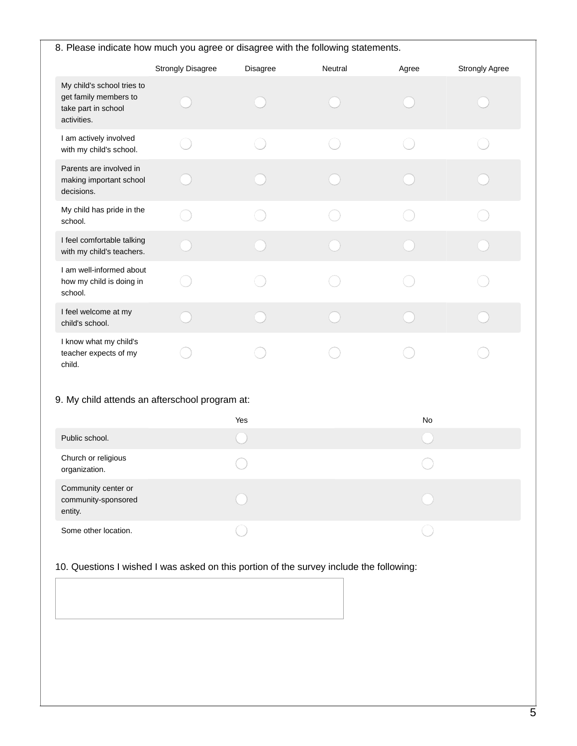8. Please indicate how much you agree or disagree with the following statements.

| | Strongly Disagree | Disagree | Neutral | Agree | Strongly Agree |
|---|---|---|---|---|---|
| My child's school tries to get family members to take part in school activities. | ◯ | ◯ | ◯ | ◯ | ◯ |
| I am actively involved with my child's school. | ◯ | ◯ | ◯ | ◯ | ◯ |
| Parents are involved in making important school decisions. | ◯ | ◯ | ◯ | ◯ | ◯ |
| My child has pride in the school. | ◯ | ◯ | ◯ | ◯ | ◯ |
| I feel comfortable talking with my child's teachers. | ◯ | ◯ | ◯ | ◯ | ◯ |
| I am well-informed about how my child is doing in school. | ◯ | ◯ | ◯ | ◯ | ◯ |
| I feel welcome at my child's school. | ◯ | ◯ | ◯ | ◯ | ◯ |
| I know what my child's teacher expects of my child. | ◯ | ◯ | ◯ | ◯ | ◯ |

9. My child attends an afterschool program at:

| | Yes | No |
|---|---|---|
| Public school. | ◯ | ◯ |
| Church or religious organization. | ◯ | ◯ |
| Community center or community-sponsored entity. | ◯ | ◯ |
| Some other location. | ◯ | ◯ |

10. Questions I wished I was asked on this portion of the survey include the following:

&nbsp;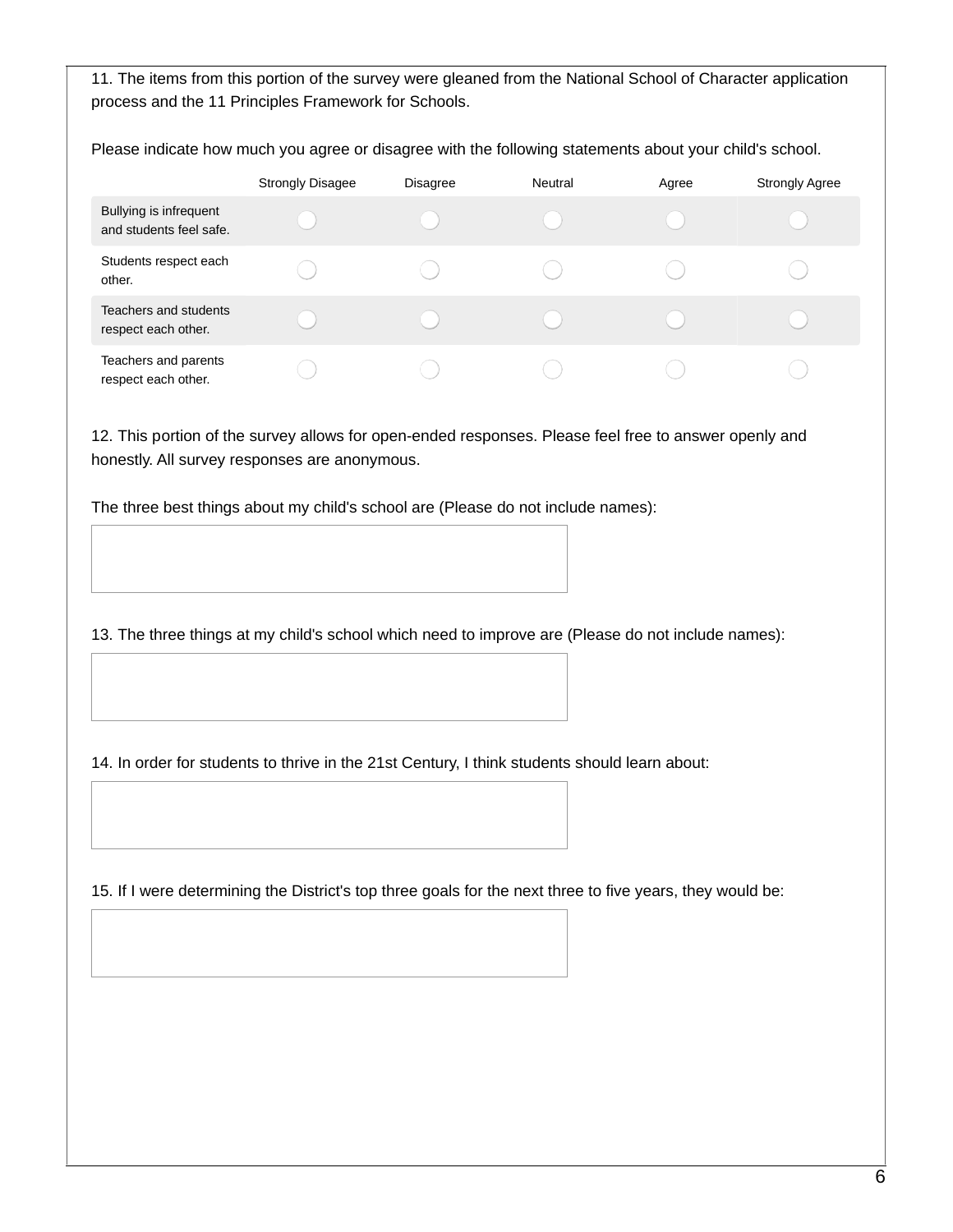11. The items from this portion of the survey were gleaned from the National School of Character application process and the 11 Principles Framework for Schools.

Please indicate how much you agree or disagree with the following statements about your child's school.

| | Strongly Disagee | Disagree | Neutral | Agree | Strongly Agree |
|---|---|---|---|---|---|
| Bullying is infrequent and students feel safe. | ◯ | ◯ | ◯ | ◯ | ◯ |
| Students respect each other. | ◯ | ◯ | ◯ | ◯ | ◯ |
| Teachers and students respect each other. | ◯ | ◯ | ◯ | ◯ | ◯ |
| Teachers and parents respect each other. | ◯ | ◯ | ◯ | ◯ | ◯ |

12. This portion of the survey allows for open-ended responses. Please feel free to answer openly and honestly. All survey responses are anonymous.

The three best things about my child's school are (Please do not include names):

13. The three things at my child's school which need to improve are (Please do not include names):

14. In order for students to thrive in the 21st Century, I think students should learn about:

15. If I were determining the District's top three goals for the next three to five years, they would be: